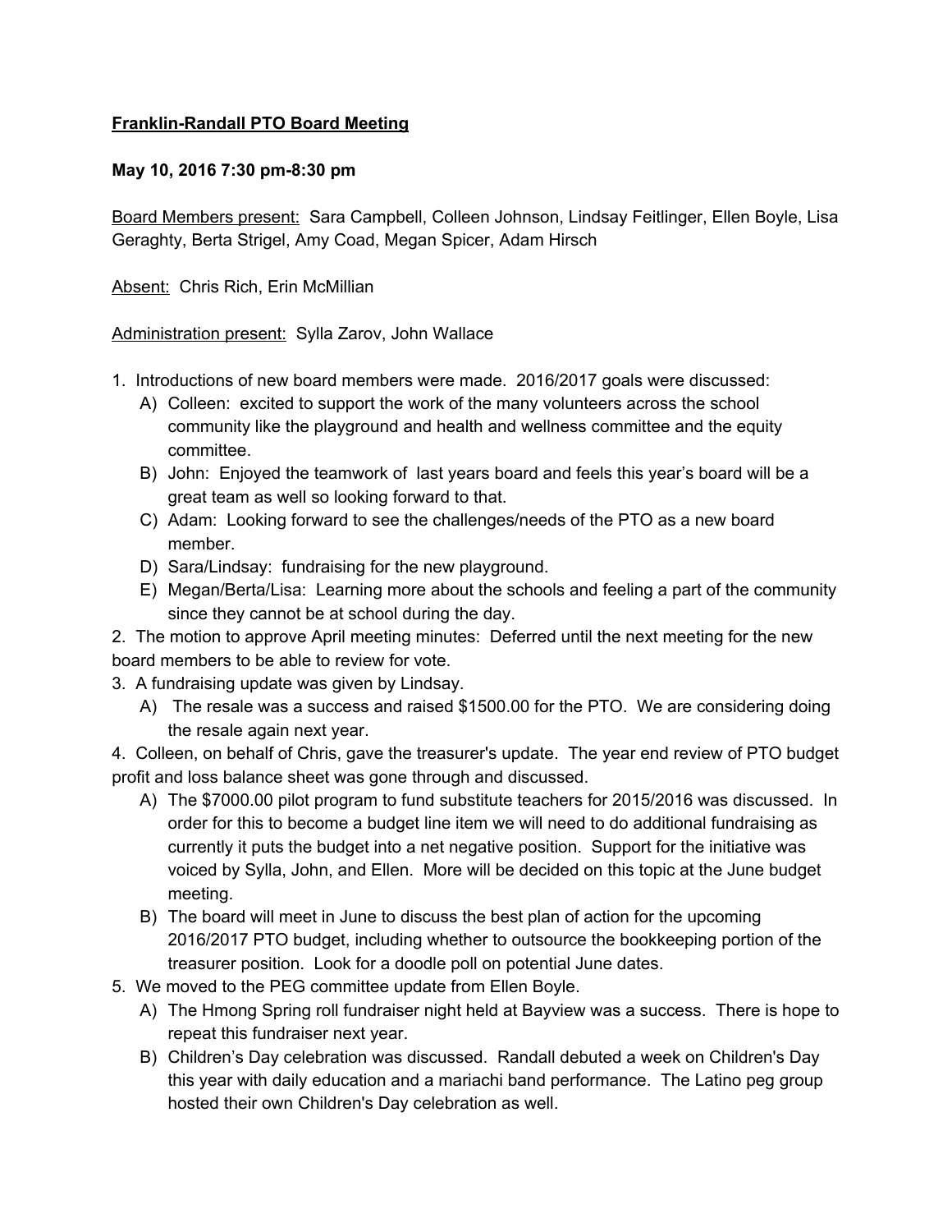**Franklin-Randall PTO Board Meeting**

**May 10, 2016 7:30 pm-8:30 pm**

Board Members present: Sara Campbell, Colleen Johnson, Lindsay Feitlinger, Ellen Boyle, Lisa Geraghty, Berta Strigel, Amy Coad, Megan Spicer, Adam Hirsch

Absent: Chris Rich, Erin McMillian

Administration present: Sylla Zarov, John Wallace

1. Introductions of new board members were made. 2016/2017 goals were discussed:
   A) Colleen: excited to support the work of the many volunteers across the school community like the playground and health and wellness committee and the equity committee.
   B) John: Enjoyed the teamwork of last years board and feels this year's board will be a great team as well so looking forward to that.
   C) Adam: Looking forward to see the challenges/needs of the PTO as a new board member.
   D) Sara/Lindsay: fundraising for the new playground.
   E) Megan/Berta/Lisa: Learning more about the schools and feeling a part of the community since they cannot be at school during the day.
2. The motion to approve April meeting minutes: Deferred until the next meeting for the new board members to be able to review for vote.
3. A fundraising update was given by Lindsay.
   A) The resale was a success and raised $1500.00 for the PTO. We are considering doing the resale again next year.
4. Colleen, on behalf of Chris, gave the treasurer's update. The year end review of PTO budget profit and loss balance sheet was gone through and discussed.
   A) The $7000.00 pilot program to fund substitute teachers for 2015/2016 was discussed. In order for this to become a budget line item we will need to do additional fundraising as currently it puts the budget into a net negative position. Support for the initiative was voiced by Sylla, John, and Ellen. More will be decided on this topic at the June budget meeting.
   B) The board will meet in June to discuss the best plan of action for the upcoming 2016/2017 PTO budget, including whether to outsource the bookkeeping portion of the treasurer position. Look for a doodle poll on potential June dates.
5. We moved to the PEG committee update from Ellen Boyle.
   A) The Hmong Spring roll fundraiser night held at Bayview was a success. There is hope to repeat this fundraiser next year.
   B) Children's Day celebration was discussed. Randall debuted a week on Children's Day this year with daily education and a mariachi band performance. The Latino peg group hosted their own Children's Day celebration as well.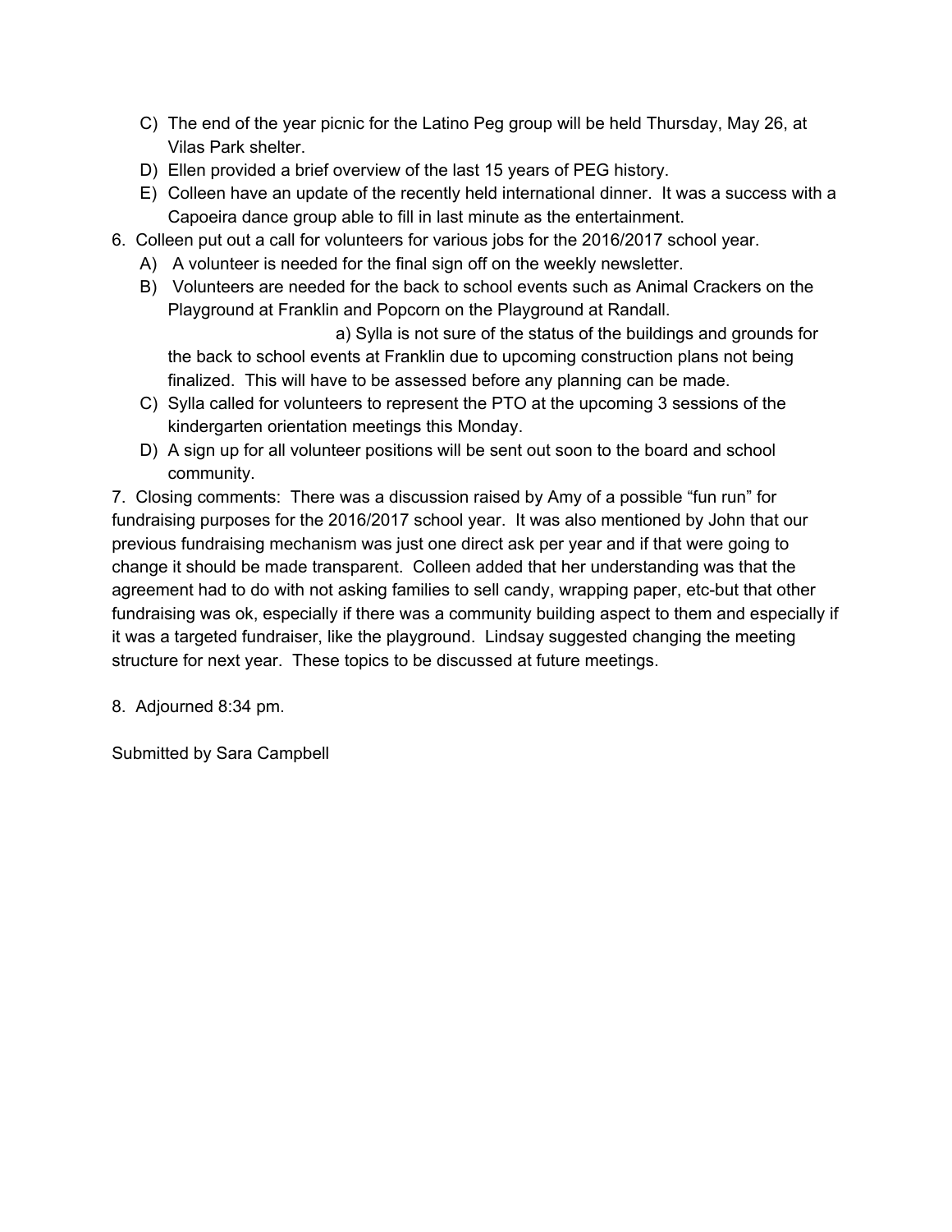C) The end of the year picnic for the Latino Peg group will be held Thursday, May 26, at Vilas Park shelter.

D) Ellen provided a brief overview of the last 15 years of PEG history.

E) Colleen have an update of the recently held international dinner. It was a success with a Capoeira dance group able to fill in last minute as the entertainment.

6. Colleen put out a call for volunteers for various jobs for the 2016/2017 school year.

   A) A volunteer is needed for the final sign off on the weekly newsletter.

   B) Volunteers are needed for the back to school events such as Animal Crackers on the Playground at Franklin and Popcorn on the Playground at Randall.

      a) Sylla is not sure of the status of the buildings and grounds for the back to school events at Franklin due to upcoming construction plans not being finalized. This will have to be assessed before any planning can be made.

   C) Sylla called for volunteers to represent the PTO at the upcoming 3 sessions of the kindergarten orientation meetings this Monday.

   D) A sign up for all volunteer positions will be sent out soon to the board and school community.

7. Closing comments: There was a discussion raised by Amy of a possible "fun run" for fundraising purposes for the 2016/2017 school year. It was also mentioned by John that our previous fundraising mechanism was just one direct ask per year and if that were going to change it should be made transparent. Colleen added that her understanding was that the agreement had to do with not asking families to sell candy, wrapping paper, etc-but that other fundraising was ok, especially if there was a community building aspect to them and especially if it was a targeted fundraiser, like the playground. Lindsay suggested changing the meeting structure for next year. These topics to be discussed at future meetings.

8. Adjourned 8:34 pm.

Submitted by Sara Campbell